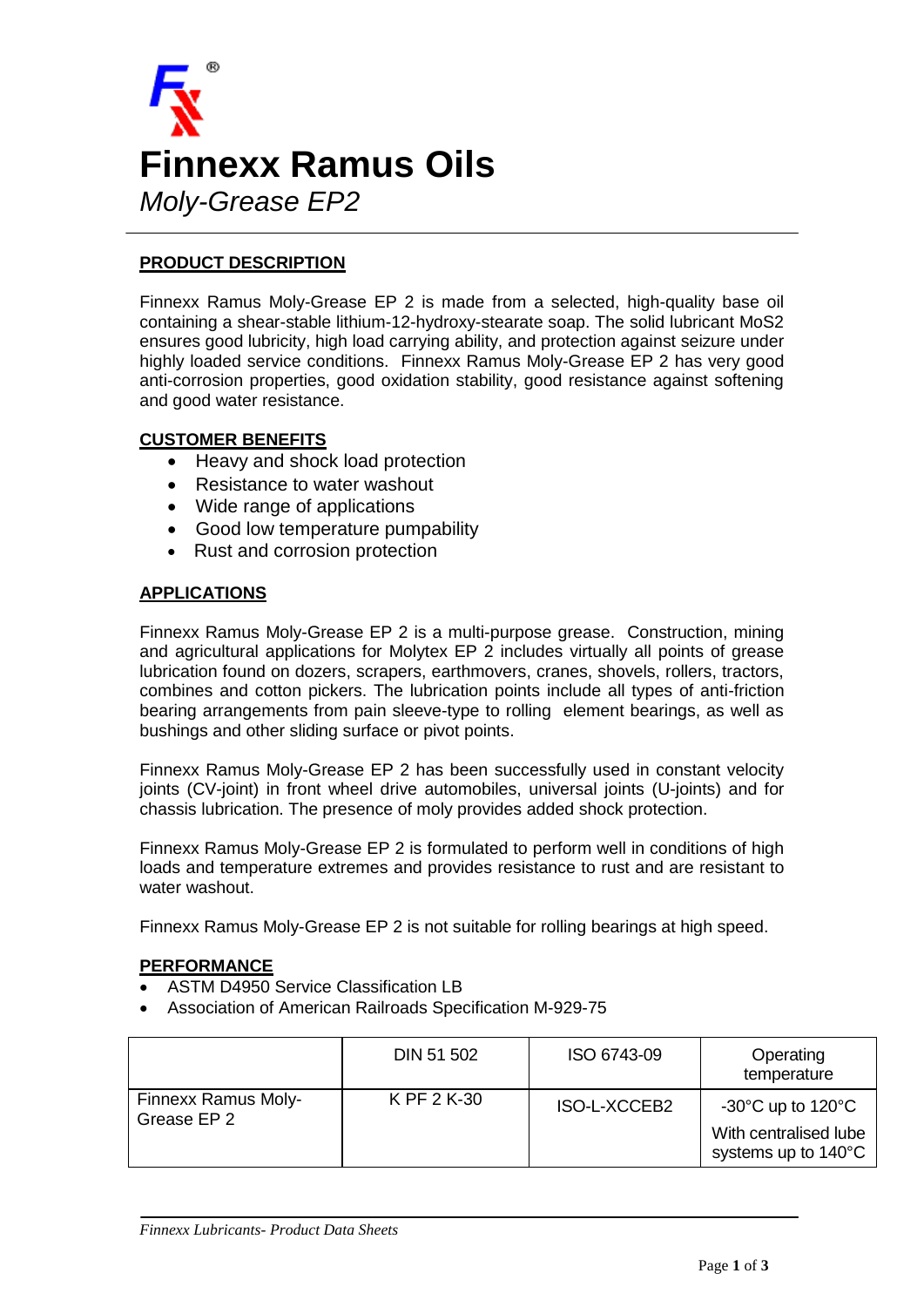# Finnexx Ramus Oils

*Moly-Grease EP2*

## PRODUCT DESCRIPTION

Finnexx Ramus Moly-Grease EP 2 is made from a selected, high-quality base oil containing a shear-stable lithium-12-hydroxy-stearate soap. The solid lubricant MoS2 ensures good lubricity, high load carrying ability, and protection against seizure under highly loaded service conditions. Finnexx Ramus Moly-Grease EP 2 has very good anti-corrosion properties, good oxidation stability, good resistance against softening and good water resistance.

## CUSTOMER BENEFITS

- Heavy and shock load protection
- Resistance to water washout
- Wide range of applications
- Good low temperature pumpability
- Rust and corrosion protection

## APPLICATIONS

Finnexx Ramus Moly-Grease EP 2 is a multi-purpose grease. Construction, mining and agricultural applications for Molytex EP 2 includes virtually all points of grease lubrication found on dozers, scrapers, earthmovers, cranes, shovels, rollers, tractors, combines and cotton pickers. The lubrication points include all types of anti-friction bearing arrangements from pain sleeve-type to rolling element bearings, as well as bushings and other sliding surface or pivot points.

Finnexx Ramus Moly-Grease EP 2 has been successfully used in constant velocity joints (CV-joint) in front wheel drive automobiles, universal joints (U-joints) and for chassis lubrication. The presence of moly provides added shock protection.

Finnexx Ramus Moly-Grease EP 2 is formulated to perform well in conditions of high loads and temperature extremes and provides resistance to rust and are resistant to water washout.

Finnexx Ramus Moly-Grease EP 2 is not suitable for rolling bearings at high speed.

## PERFORMANCE

- ASTM D4950 Service Classification LB
- Association of American Railroads Specification M-929-75

| | DIN 51 502 | ISO 6743-09 | Operating temperature |
|---|---|---|---|
| Finnexx Ramus Moly-Grease EP 2 | K PF 2 K-30 | ISO-L-XCCEB2 | -30°C up to 120°C<br>With centralised lube systems up to 140°C |

*Finnexx Lubricants- Product Data Sheets*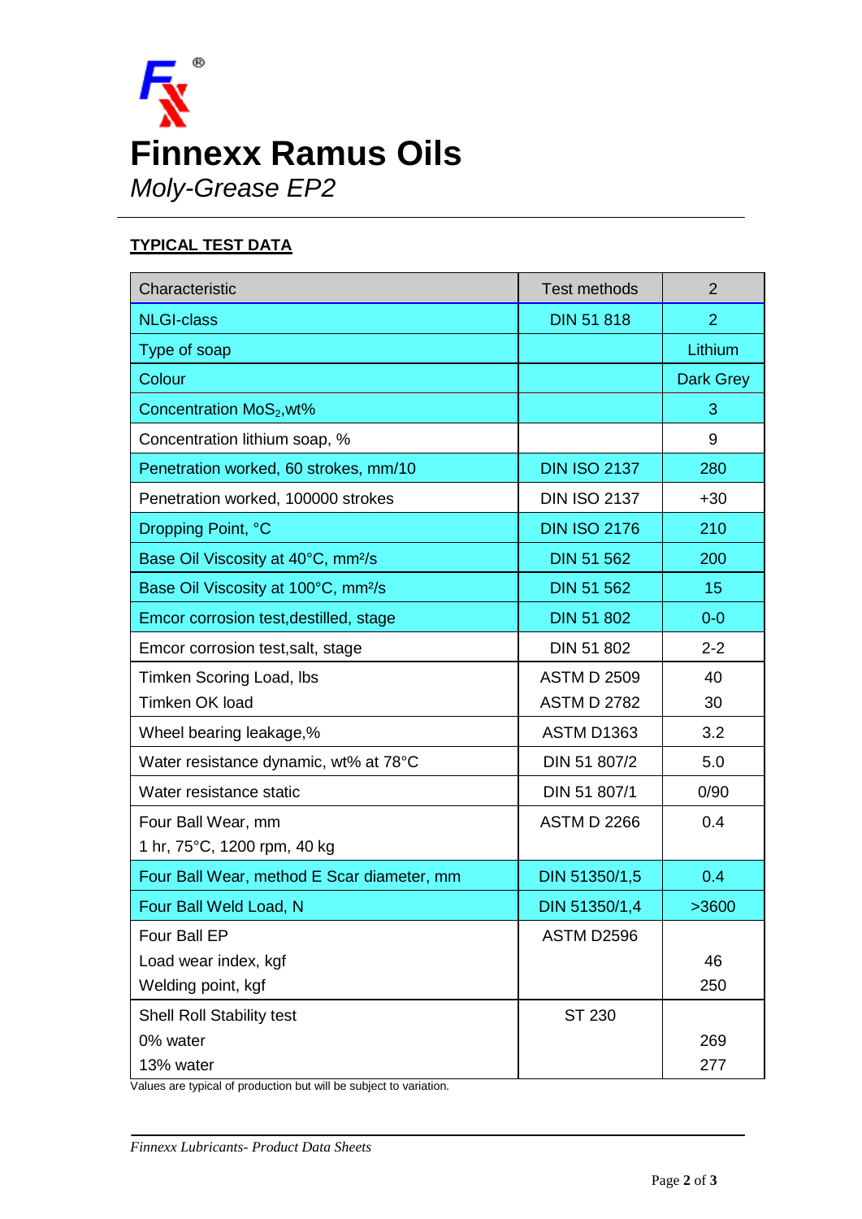# Finnexx Ramus Oils

*Moly-Grease EP2*

**TYPICAL TEST DATA**

| Characteristic | Test methods | 2 |
|---|---|---|
| NLGI-class | DIN 51 818 | 2 |
| Type of soap | | Lithium |
| Colour | | Dark Grey |
| Concentration $MoS_2$,wt% | | 3 |
| Concentration lithium soap, % | | 9 |
| Penetration worked, 60 strokes, mm/10 | DIN ISO 2137 | 280 |
| Penetration worked, 100000 strokes | DIN ISO 2137 | +30 |
| Dropping Point, °C | DIN ISO 2176 | 210 |
| Base Oil Viscosity at 40°C, mm²/s | DIN 51 562 | 200 |
| Base Oil Viscosity at 100°C, mm²/s | DIN 51 562 | 15 |
| Emcor corrosion test,destilled, stage | DIN 51 802 | 0-0 |
| Emcor corrosion test,salt, stage | DIN 51 802 | 2-2 |
| Timken Scoring Load, lbs<br>Timken OK load | ASTM D 2509<br>ASTM D 2782 | 40<br>30 |
| Wheel bearing leakage,% | ASTM D1363 | 3.2 |
| Water resistance dynamic, wt% at 78°C | DIN 51 807/2 | 5.0 |
| Water resistance static | DIN 51 807/1 | 0/90 |
| Four Ball Wear, mm<br>1 hr, 75°C, 1200 rpm, 40 kg | ASTM D 2266 | 0.4 |
| Four Ball Wear, method E Scar diameter, mm | DIN 51350/1,5 | 0.4 |
| Four Ball Weld Load, N | DIN 51350/1,4 | >3600 |
| Four Ball EP<br>Load wear index, kgf<br>Welding point, kgf | ASTM D2596 | <br>46<br>250 |
| Shell Roll Stability test<br>0% water<br>13% water | ST 230 | <br>269<br>277 |

Values are typical of production but will be subject to variation.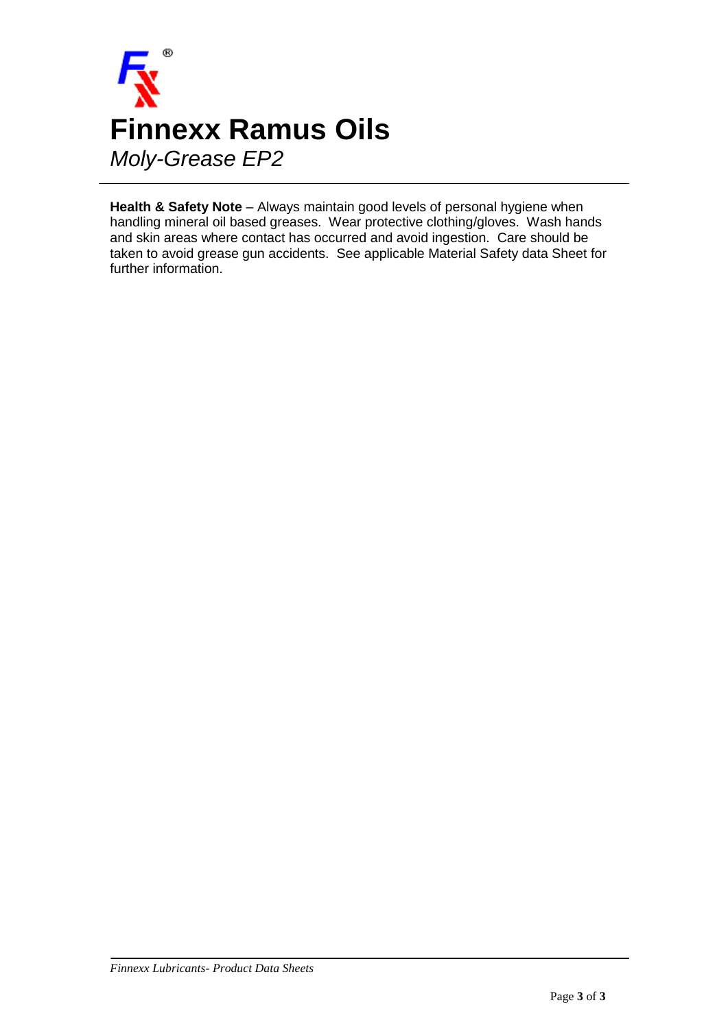# Finnexx Ramus Oils

*Moly-Grease EP2*

**Health & Safety Note** – Always maintain good levels of personal hygiene when handling mineral oil based greases. Wear protective clothing/gloves. Wash hands and skin areas where contact has occurred and avoid ingestion. Care should be taken to avoid grease gun accidents. See applicable Material Safety data Sheet for further information.